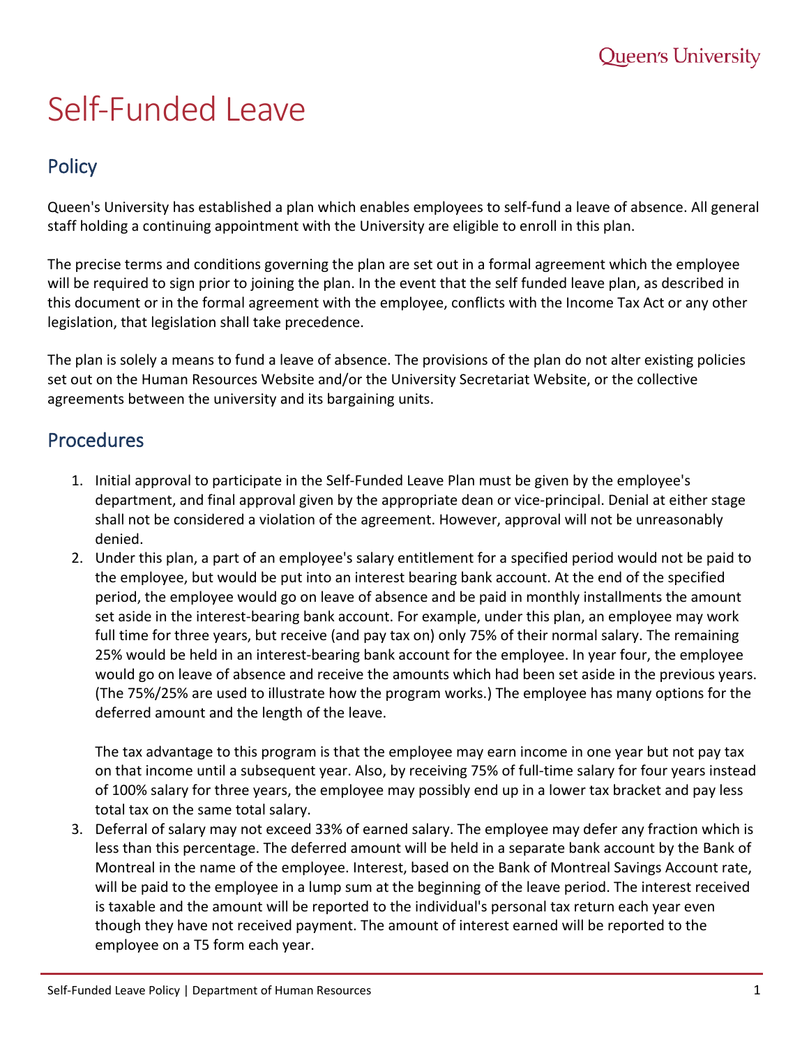# Self-Funded Leave

## Policy

Queen's University has established a plan which enables employees to self-fund a leave of absence. All general staff holding a continuing appointment with the University are eligible to enroll in this plan.

The precise terms and conditions governing the plan are set out in a formal agreement which the employee will be required to sign prior to joining the plan. In the event that the self funded leave plan, as described in this document or in the formal agreement with the employee, conflicts with the Income Tax Act or any other legislation, that legislation shall take precedence.

The plan is solely a means to fund a leave of absence. The provisions of the plan do not alter existing policies set out on the Human Resources Website and/or the University Secretariat Website, or the collective agreements between the university and its bargaining units.

## Procedures

1. Initial approval to participate in the Self-Funded Leave Plan must be given by the employee's department, and final approval given by the appropriate dean or vice-principal. Denial at either stage shall not be considered a violation of the agreement. However, approval will not be unreasonably denied.
2. Under this plan, a part of an employee's salary entitlement for a specified period would not be paid to the employee, but would be put into an interest bearing bank account. At the end of the specified period, the employee would go on leave of absence and be paid in monthly installments the amount set aside in the interest-bearing bank account. For example, under this plan, an employee may work full time for three years, but receive (and pay tax on) only 75% of their normal salary. The remaining 25% would be held in an interest-bearing bank account for the employee. In year four, the employee would go on leave of absence and receive the amounts which had been set aside in the previous years. (The 75%/25% are used to illustrate how the program works.) The employee has many options for the deferred amount and the length of the leave.

   The tax advantage to this program is that the employee may earn income in one year but not pay tax on that income until a subsequent year. Also, by receiving 75% of full-time salary for four years instead of 100% salary for three years, the employee may possibly end up in a lower tax bracket and pay less total tax on the same total salary.
3. Deferral of salary may not exceed 33% of earned salary. The employee may defer any fraction which is less than this percentage. The deferred amount will be held in a separate bank account by the Bank of Montreal in the name of the employee. Interest, based on the Bank of Montreal Savings Account rate, will be paid to the employee in a lump sum at the beginning of the leave period. The interest received is taxable and the amount will be reported to the individual's personal tax return each year even though they have not received payment. The amount of interest earned will be reported to the employee on a T5 form each year.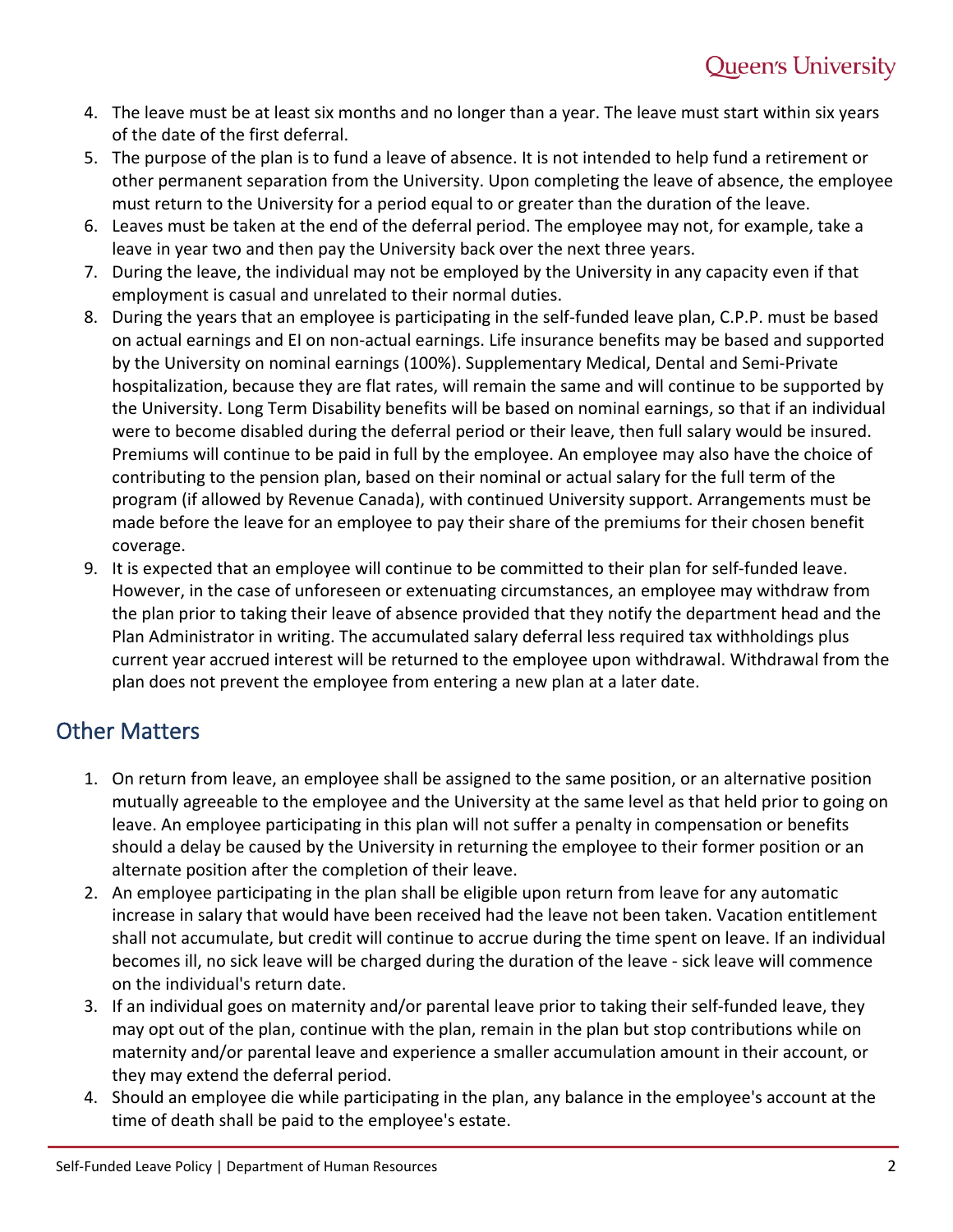4. The leave must be at least six months and no longer than a year. The leave must start within six years of the date of the first deferral.
5. The purpose of the plan is to fund a leave of absence. It is not intended to help fund a retirement or other permanent separation from the University. Upon completing the leave of absence, the employee must return to the University for a period equal to or greater than the duration of the leave.
6. Leaves must be taken at the end of the deferral period. The employee may not, for example, take a leave in year two and then pay the University back over the next three years.
7. During the leave, the individual may not be employed by the University in any capacity even if that employment is casual and unrelated to their normal duties.
8. During the years that an employee is participating in the self-funded leave plan, C.P.P. must be based on actual earnings and EI on non-actual earnings. Life insurance benefits may be based and supported by the University on nominal earnings (100%). Supplementary Medical, Dental and Semi-Private hospitalization, because they are flat rates, will remain the same and will continue to be supported by the University. Long Term Disability benefits will be based on nominal earnings, so that if an individual were to become disabled during the deferral period or their leave, then full salary would be insured. Premiums will continue to be paid in full by the employee. An employee may also have the choice of contributing to the pension plan, based on their nominal or actual salary for the full term of the program (if allowed by Revenue Canada), with continued University support. Arrangements must be made before the leave for an employee to pay their share of the premiums for their chosen benefit coverage.
9. It is expected that an employee will continue to be committed to their plan for self-funded leave. However, in the case of unforeseen or extenuating circumstances, an employee may withdraw from the plan prior to taking their leave of absence provided that they notify the department head and the Plan Administrator in writing. The accumulated salary deferral less required tax withholdings plus current year accrued interest will be returned to the employee upon withdrawal. Withdrawal from the plan does not prevent the employee from entering a new plan at a later date.

## Other Matters

1. On return from leave, an employee shall be assigned to the same position, or an alternative position mutually agreeable to the employee and the University at the same level as that held prior to going on leave. An employee participating in this plan will not suffer a penalty in compensation or benefits should a delay be caused by the University in returning the employee to their former position or an alternate position after the completion of their leave.
2. An employee participating in the plan shall be eligible upon return from leave for any automatic increase in salary that would have been received had the leave not been taken. Vacation entitlement shall not accumulate, but credit will continue to accrue during the time spent on leave. If an individual becomes ill, no sick leave will be charged during the duration of the leave - sick leave will commence on the individual's return date.
3. If an individual goes on maternity and/or parental leave prior to taking their self-funded leave, they may opt out of the plan, continue with the plan, remain in the plan but stop contributions while on maternity and/or parental leave and experience a smaller accumulation amount in their account, or they may extend the deferral period.
4. Should an employee die while participating in the plan, any balance in the employee's account at the time of death shall be paid to the employee's estate.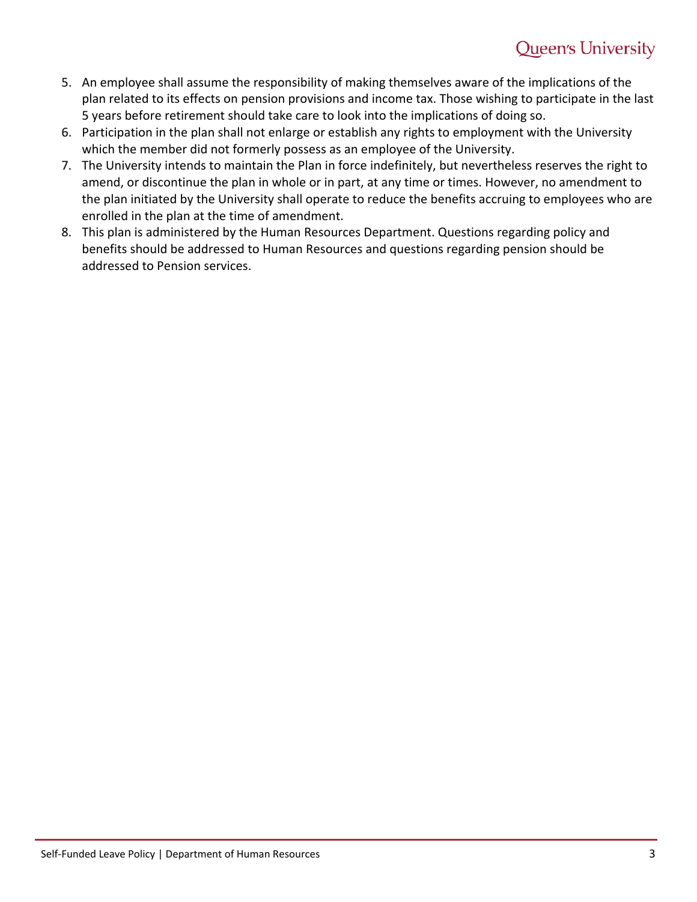5. An employee shall assume the responsibility of making themselves aware of the implications of the plan related to its effects on pension provisions and income tax. Those wishing to participate in the last 5 years before retirement should take care to look into the implications of doing so.
6. Participation in the plan shall not enlarge or establish any rights to employment with the University which the member did not formerly possess as an employee of the University.
7. The University intends to maintain the Plan in force indefinitely, but nevertheless reserves the right to amend, or discontinue the plan in whole or in part, at any time or times. However, no amendment to the plan initiated by the University shall operate to reduce the benefits accruing to employees who are enrolled in the plan at the time of amendment.
8. This plan is administered by the Human Resources Department. Questions regarding policy and benefits should be addressed to Human Resources and questions regarding pension should be addressed to Pension services.